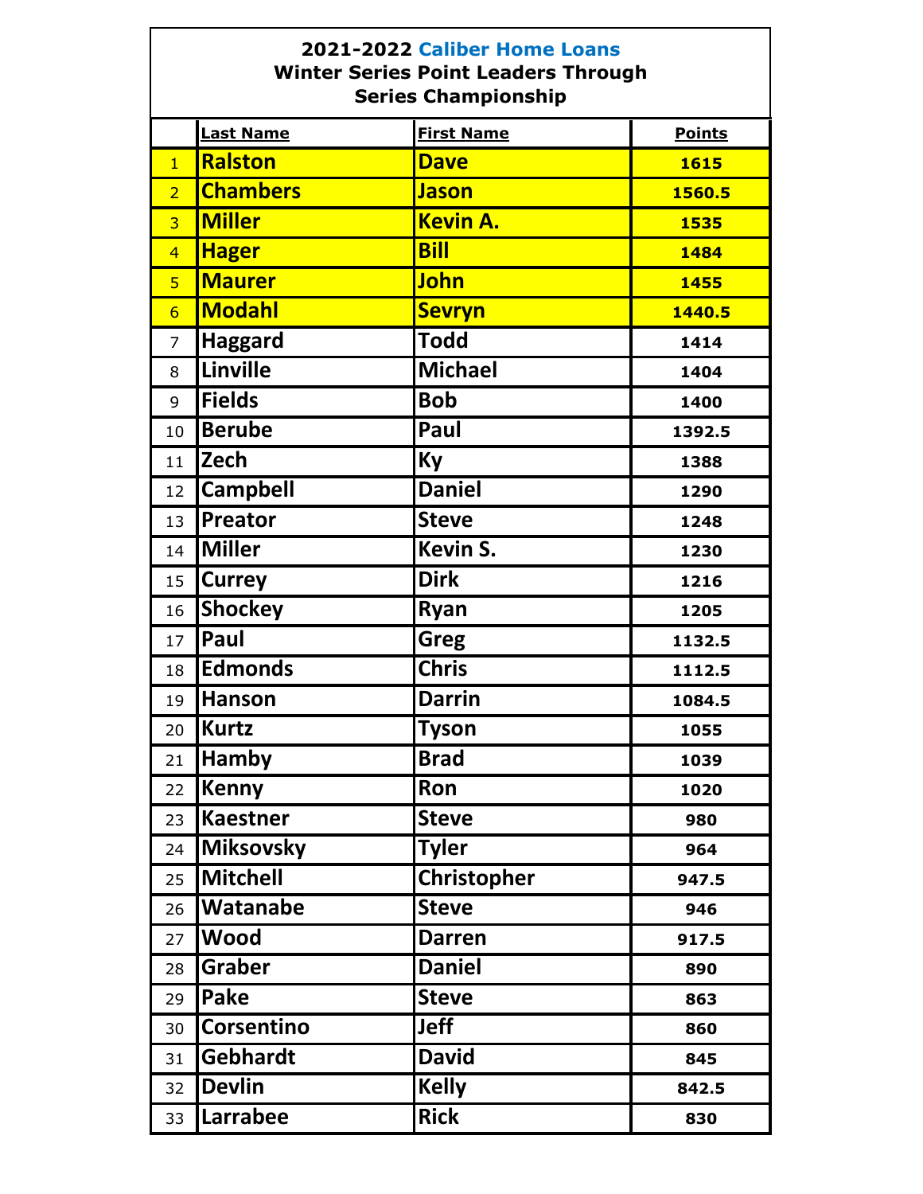# 2021-2022 Caliber Home Loans

## Winter Series Point Leaders Through Series Championship

| | Last Name | First Name | Points |
|---|---|---|---|
| 1 | Ralston | Dave | 1615 |
| 2 | Chambers | Jason | 1560.5 |
| 3 | Miller | Kevin A. | 1535 |
| 4 | Hager | Bill | 1484 |
| 5 | Maurer | John | 1455 |
| 6 | Modahl | Sevryn | 1440.5 |
| 7 | Haggard | Todd | 1414 |
| 8 | Linville | Michael | 1404 |
| 9 | Fields | Bob | 1400 |
| 10 | Berube | Paul | 1392.5 |
| 11 | Zech | Ky | 1388 |
| 12 | Campbell | Daniel | 1290 |
| 13 | Preator | Steve | 1248 |
| 14 | Miller | Kevin S. | 1230 |
| 15 | Currey | Dirk | 1216 |
| 16 | Shockey | Ryan | 1205 |
| 17 | Paul | Greg | 1132.5 |
| 18 | Edmonds | Chris | 1112.5 |
| 19 | Hanson | Darrin | 1084.5 |
| 20 | Kurtz | Tyson | 1055 |
| 21 | Hamby | Brad | 1039 |
| 22 | Kenny | Ron | 1020 |
| 23 | Kaestner | Steve | 980 |
| 24 | Miksovsky | Tyler | 964 |
| 25 | Mitchell | Christopher | 947.5 |
| 26 | Watanabe | Steve | 946 |
| 27 | Wood | Darren | 917.5 |
| 28 | Graber | Daniel | 890 |
| 29 | Pake | Steve | 863 |
| 30 | Corsentino | Jeff | 860 |
| 31 | Gebhardt | David | 845 |
| 32 | Devlin | Kelly | 842.5 |
| 33 | Larrabee | Rick | 830 |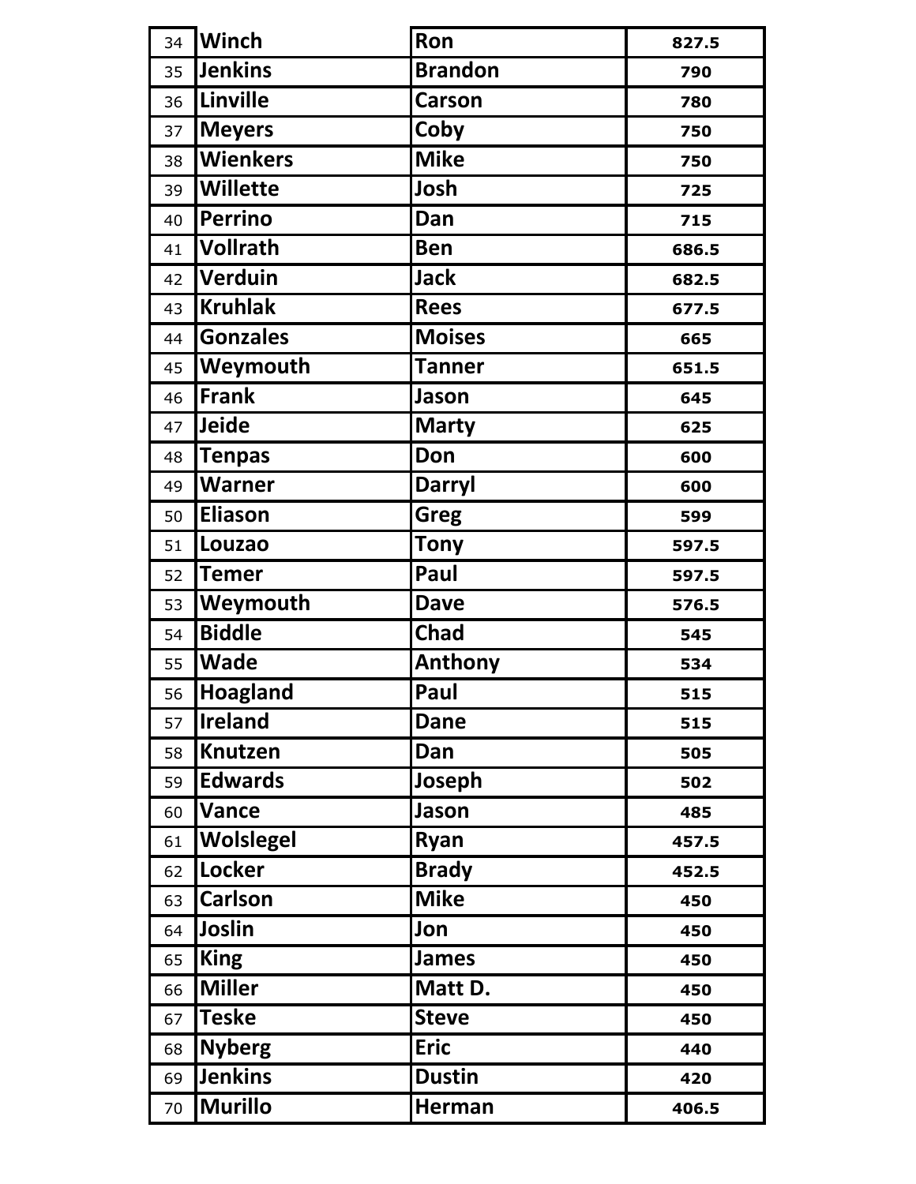| | | | |
|---|---|---|---|
| 34 | **Winch** | **Ron** | **827.5** |
| 35 | **Jenkins** | **Brandon** | **790** |
| 36 | **Linville** | **Carson** | **780** |
| 37 | **Meyers** | **Coby** | **750** |
| 38 | **Wienkers** | **Mike** | **750** |
| 39 | **Willette** | **Josh** | **725** |
| 40 | **Perrino** | **Dan** | **715** |
| 41 | **Vollrath** | **Ben** | **686.5** |
| 42 | **Verduin** | **Jack** | **682.5** |
| 43 | **Kruhlak** | **Rees** | **677.5** |
| 44 | **Gonzales** | **Moises** | **665** |
| 45 | **Weymouth** | **Tanner** | **651.5** |
| 46 | **Frank** | **Jason** | **645** |
| 47 | **Jeide** | **Marty** | **625** |
| 48 | **Tenpas** | **Don** | **600** |
| 49 | **Warner** | **Darryl** | **600** |
| 50 | **Eliason** | **Greg** | **599** |
| 51 | **Louzao** | **Tony** | **597.5** |
| 52 | **Temer** | **Paul** | **597.5** |
| 53 | **Weymouth** | **Dave** | **576.5** |
| 54 | **Biddle** | **Chad** | **545** |
| 55 | **Wade** | **Anthony** | **534** |
| 56 | **Hoagland** | **Paul** | **515** |
| 57 | **Ireland** | **Dane** | **515** |
| 58 | **Knutzen** | **Dan** | **505** |
| 59 | **Edwards** | **Joseph** | **502** |
| 60 | **Vance** | **Jason** | **485** |
| 61 | **Wolslegel** | **Ryan** | **457.5** |
| 62 | **Locker** | **Brady** | **452.5** |
| 63 | **Carlson** | **Mike** | **450** |
| 64 | **Joslin** | **Jon** | **450** |
| 65 | **King** | **James** | **450** |
| 66 | **Miller** | **Matt D.** | **450** |
| 67 | **Teske** | **Steve** | **450** |
| 68 | **Nyberg** | **Eric** | **440** |
| 69 | **Jenkins** | **Dustin** | **420** |
| 70 | **Murillo** | **Herman** | **406.5** |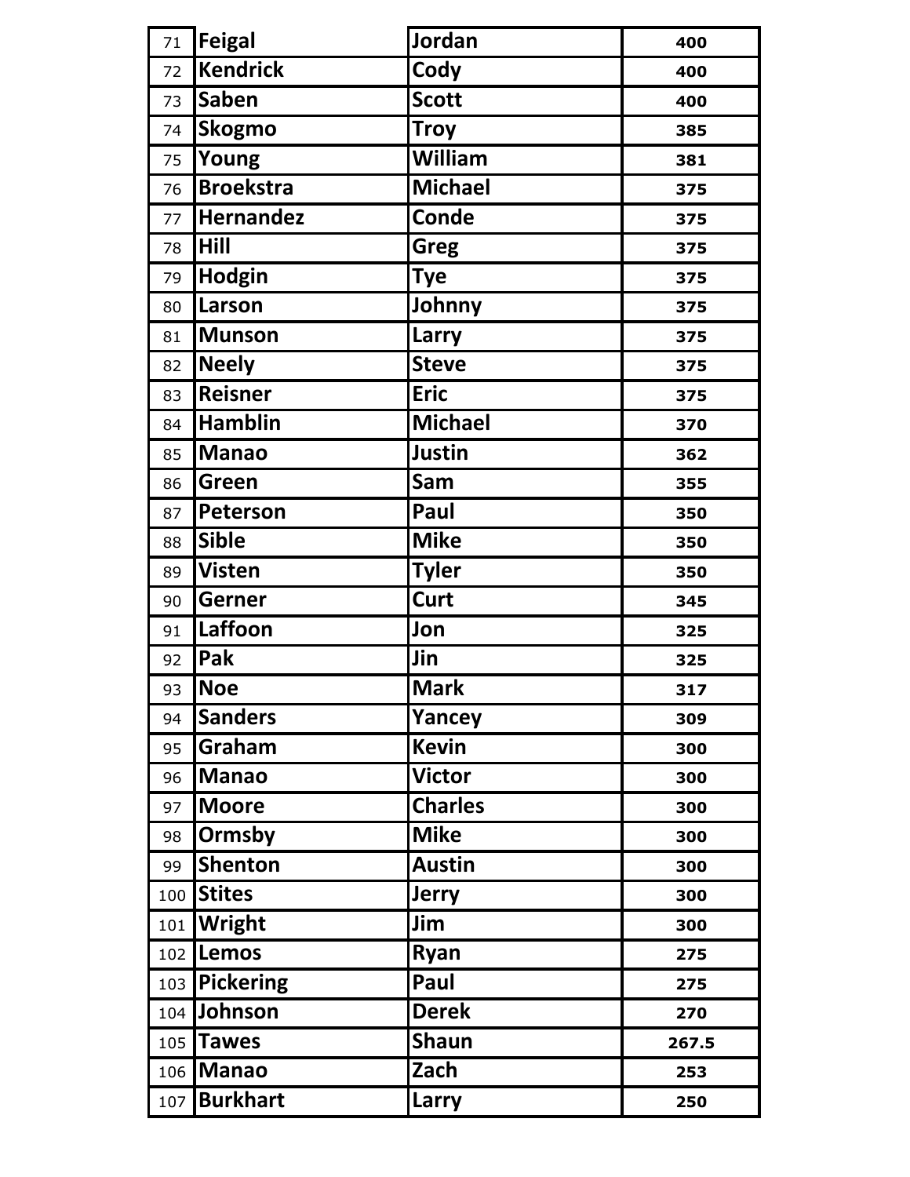| | | | |
|---|---|---|---|
| 71 | **Feigal** | **Jordan** | **400** |
| 72 | **Kendrick** | **Cody** | **400** |
| 73 | **Saben** | **Scott** | **400** |
| 74 | **Skogmo** | **Troy** | **385** |
| 75 | **Young** | **William** | **381** |
| 76 | **Broekstra** | **Michael** | **375** |
| 77 | **Hernandez** | **Conde** | **375** |
| 78 | **Hill** | **Greg** | **375** |
| 79 | **Hodgin** | **Tye** | **375** |
| 80 | **Larson** | **Johnny** | **375** |
| 81 | **Munson** | **Larry** | **375** |
| 82 | **Neely** | **Steve** | **375** |
| 83 | **Reisner** | **Eric** | **375** |
| 84 | **Hamblin** | **Michael** | **370** |
| 85 | **Manao** | **Justin** | **362** |
| 86 | **Green** | **Sam** | **355** |
| 87 | **Peterson** | **Paul** | **350** |
| 88 | **Sible** | **Mike** | **350** |
| 89 | **Visten** | **Tyler** | **350** |
| 90 | **Gerner** | **Curt** | **345** |
| 91 | **Laffoon** | **Jon** | **325** |
| 92 | **Pak** | **Jin** | **325** |
| 93 | **Noe** | **Mark** | **317** |
| 94 | **Sanders** | **Yancey** | **309** |
| 95 | **Graham** | **Kevin** | **300** |
| 96 | **Manao** | **Victor** | **300** |
| 97 | **Moore** | **Charles** | **300** |
| 98 | **Ormsby** | **Mike** | **300** |
| 99 | **Shenton** | **Austin** | **300** |
| 100 | **Stites** | **Jerry** | **300** |
| 101 | **Wright** | **Jim** | **300** |
| 102 | **Lemos** | **Ryan** | **275** |
| 103 | **Pickering** | **Paul** | **275** |
| 104 | **Johnson** | **Derek** | **270** |
| 105 | **Tawes** | **Shaun** | **267.5** |
| 106 | **Manao** | **Zach** | **253** |
| 107 | **Burkhart** | **Larry** | **250** |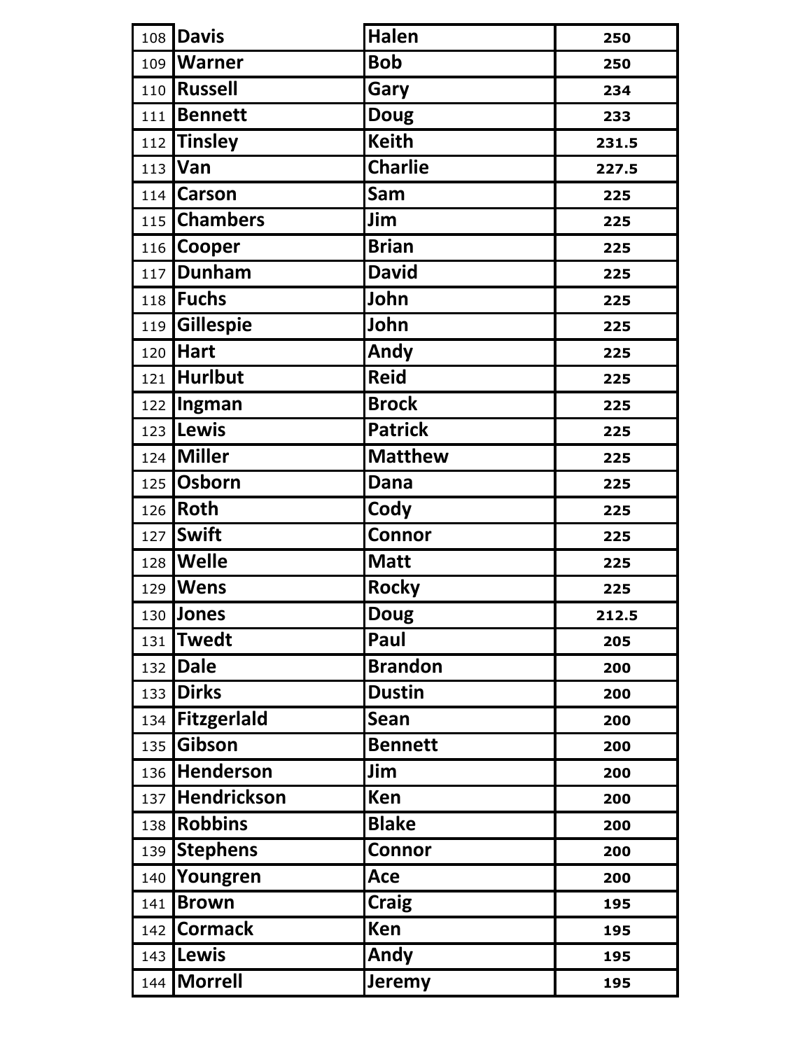| | | | |
|---|---|---|---|
| 108 | **Davis** | **Halen** | **250** |
| 109 | **Warner** | **Bob** | **250** |
| 110 | **Russell** | **Gary** | **234** |
| 111 | **Bennett** | **Doug** | **233** |
| 112 | **Tinsley** | **Keith** | **231.5** |
| 113 | **Van** | **Charlie** | **227.5** |
| 114 | **Carson** | **Sam** | **225** |
| 115 | **Chambers** | **Jim** | **225** |
| 116 | **Cooper** | **Brian** | **225** |
| 117 | **Dunham** | **David** | **225** |
| 118 | **Fuchs** | **John** | **225** |
| 119 | **Gillespie** | **John** | **225** |
| 120 | **Hart** | **Andy** | **225** |
| 121 | **Hurlbut** | **Reid** | **225** |
| 122 | **Ingman** | **Brock** | **225** |
| 123 | **Lewis** | **Patrick** | **225** |
| 124 | **Miller** | **Matthew** | **225** |
| 125 | **Osborn** | **Dana** | **225** |
| 126 | **Roth** | **Cody** | **225** |
| 127 | **Swift** | **Connor** | **225** |
| 128 | **Welle** | **Matt** | **225** |
| 129 | **Wens** | **Rocky** | **225** |
| 130 | **Jones** | **Doug** | **212.5** |
| 131 | **Twedt** | **Paul** | **205** |
| 132 | **Dale** | **Brandon** | **200** |
| 133 | **Dirks** | **Dustin** | **200** |
| 134 | **Fitzgerlald** | **Sean** | **200** |
| 135 | **Gibson** | **Bennett** | **200** |
| 136 | **Henderson** | **Jim** | **200** |
| 137 | **Hendrickson** | **Ken** | **200** |
| 138 | **Robbins** | **Blake** | **200** |
| 139 | **Stephens** | **Connor** | **200** |
| 140 | **Youngren** | **Ace** | **200** |
| 141 | **Brown** | **Craig** | **195** |
| 142 | **Cormack** | **Ken** | **195** |
| 143 | **Lewis** | **Andy** | **195** |
| 144 | **Morrell** | **Jeremy** | **195** |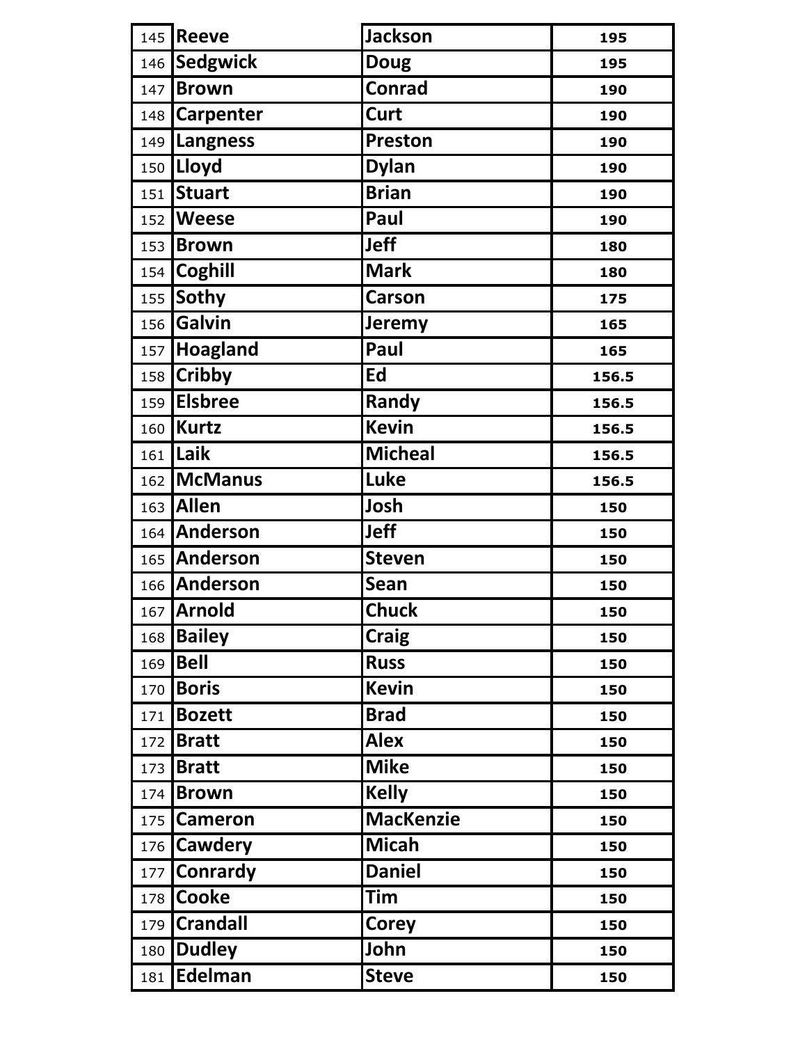| | | | |
|---|---|---|---|
| 145 | **Reeve** | **Jackson** | **195** |
| 146 | **Sedgwick** | **Doug** | **195** |
| 147 | **Brown** | **Conrad** | **190** |
| 148 | **Carpenter** | **Curt** | **190** |
| 149 | **Langness** | **Preston** | **190** |
| 150 | **Lloyd** | **Dylan** | **190** |
| 151 | **Stuart** | **Brian** | **190** |
| 152 | **Weese** | **Paul** | **190** |
| 153 | **Brown** | **Jeff** | **180** |
| 154 | **Coghill** | **Mark** | **180** |
| 155 | **Sothy** | **Carson** | **175** |
| 156 | **Galvin** | **Jeremy** | **165** |
| 157 | **Hoagland** | **Paul** | **165** |
| 158 | **Cribby** | **Ed** | **156.5** |
| 159 | **Elsbree** | **Randy** | **156.5** |
| 160 | **Kurtz** | **Kevin** | **156.5** |
| 161 | **Laik** | **Micheal** | **156.5** |
| 162 | **McManus** | **Luke** | **156.5** |
| 163 | **Allen** | **Josh** | **150** |
| 164 | **Anderson** | **Jeff** | **150** |
| 165 | **Anderson** | **Steven** | **150** |
| 166 | **Anderson** | **Sean** | **150** |
| 167 | **Arnold** | **Chuck** | **150** |
| 168 | **Bailey** | **Craig** | **150** |
| 169 | **Bell** | **Russ** | **150** |
| 170 | **Boris** | **Kevin** | **150** |
| 171 | **Bozett** | **Brad** | **150** |
| 172 | **Bratt** | **Alex** | **150** |
| 173 | **Bratt** | **Mike** | **150** |
| 174 | **Brown** | **Kelly** | **150** |
| 175 | **Cameron** | **MacKenzie** | **150** |
| 176 | **Cawdery** | **Micah** | **150** |
| 177 | **Conrardy** | **Daniel** | **150** |
| 178 | **Cooke** | **Tim** | **150** |
| 179 | **Crandall** | **Corey** | **150** |
| 180 | **Dudley** | **John** | **150** |
| 181 | **Edelman** | **Steve** | **150** |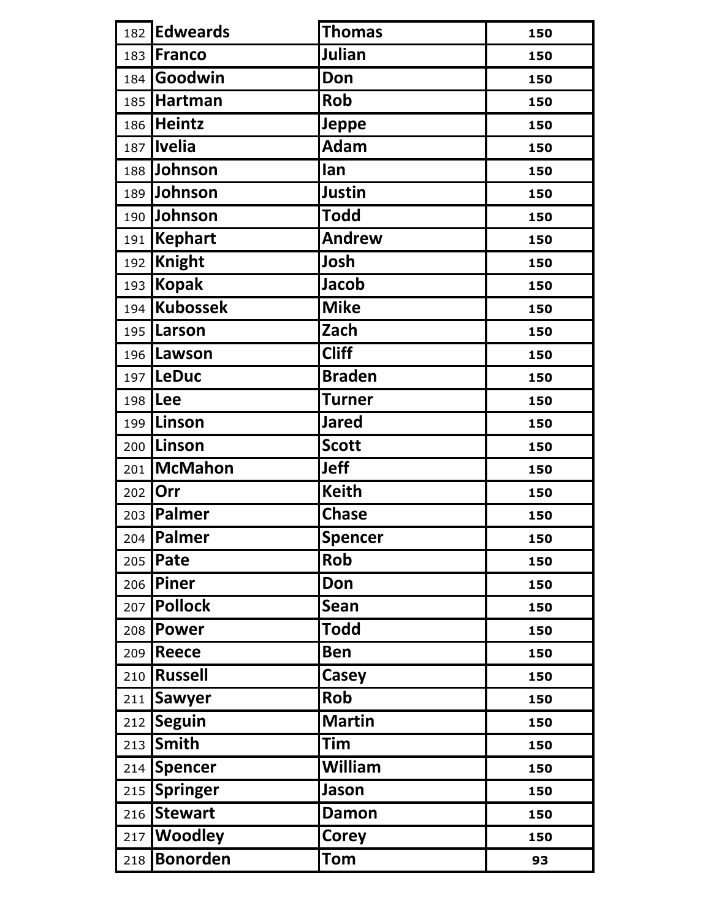| | | | |
|---|---|---|---|
| 182 | Edweards | Thomas | 150 |
| 183 | Franco | Julian | 150 |
| 184 | Goodwin | Don | 150 |
| 185 | Hartman | Rob | 150 |
| 186 | Heintz | Jeppe | 150 |
| 187 | Ivelia | Adam | 150 |
| 188 | Johnson | Ian | 150 |
| 189 | Johnson | Justin | 150 |
| 190 | Johnson | Todd | 150 |
| 191 | Kephart | Andrew | 150 |
| 192 | Knight | Josh | 150 |
| 193 | Kopak | Jacob | 150 |
| 194 | Kubossek | Mike | 150 |
| 195 | Larson | Zach | 150 |
| 196 | Lawson | Cliff | 150 |
| 197 | LeDuc | Braden | 150 |
| 198 | Lee | Turner | 150 |
| 199 | Linson | Jared | 150 |
| 200 | Linson | Scott | 150 |
| 201 | McMahon | Jeff | 150 |
| 202 | Orr | Keith | 150 |
| 203 | Palmer | Chase | 150 |
| 204 | Palmer | Spencer | 150 |
| 205 | Pate | Rob | 150 |
| 206 | Piner | Don | 150 |
| 207 | Pollock | Sean | 150 |
| 208 | Power | Todd | 150 |
| 209 | Reece | Ben | 150 |
| 210 | Russell | Casey | 150 |
| 211 | Sawyer | Rob | 150 |
| 212 | Seguin | Martin | 150 |
| 213 | Smith | Tim | 150 |
| 214 | Spencer | William | 150 |
| 215 | Springer | Jason | 150 |
| 216 | Stewart | Damon | 150 |
| 217 | Woodley | Corey | 150 |
| 218 | Bonorden | Tom | 93 |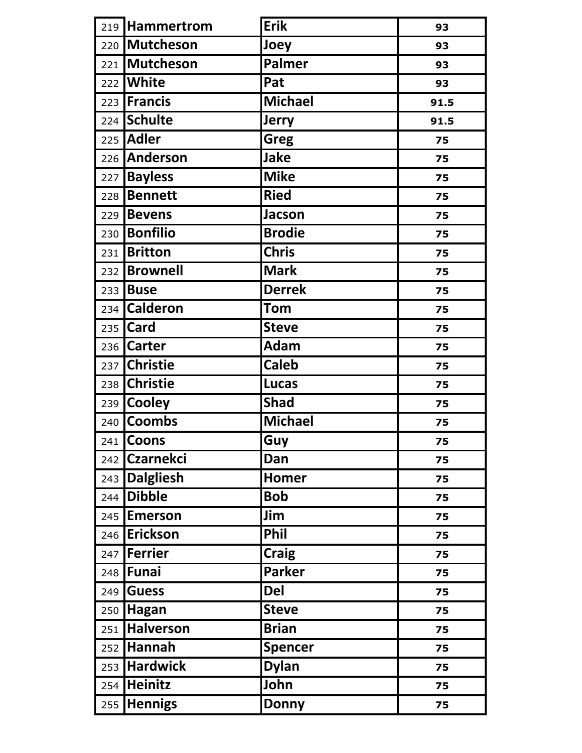| | | | |
|---|---|---|---|
| 219 | **Hammertrom** | **Erik** | **93** |
| 220 | **Mutcheson** | **Joey** | **93** |
| 221 | **Mutcheson** | **Palmer** | **93** |
| 222 | **White** | **Pat** | **93** |
| 223 | **Francis** | **Michael** | **91.5** |
| 224 | **Schulte** | **Jerry** | **91.5** |
| 225 | **Adler** | **Greg** | **75** |
| 226 | **Anderson** | **Jake** | **75** |
| 227 | **Bayless** | **Mike** | **75** |
| 228 | **Bennett** | **Ried** | **75** |
| 229 | **Bevens** | **Jacson** | **75** |
| 230 | **Bonfilio** | **Brodie** | **75** |
| 231 | **Britton** | **Chris** | **75** |
| 232 | **Brownell** | **Mark** | **75** |
| 233 | **Buse** | **Derrek** | **75** |
| 234 | **Calderon** | **Tom** | **75** |
| 235 | **Card** | **Steve** | **75** |
| 236 | **Carter** | **Adam** | **75** |
| 237 | **Christie** | **Caleb** | **75** |
| 238 | **Christie** | **Lucas** | **75** |
| 239 | **Cooley** | **Shad** | **75** |
| 240 | **Coombs** | **Michael** | **75** |
| 241 | **Coons** | **Guy** | **75** |
| 242 | **Czarnekci** | **Dan** | **75** |
| 243 | **Dalgliesh** | **Homer** | **75** |
| 244 | **Dibble** | **Bob** | **75** |
| 245 | **Emerson** | **Jim** | **75** |
| 246 | **Erickson** | **Phil** | **75** |
| 247 | **Ferrier** | **Craig** | **75** |
| 248 | **Funai** | **Parker** | **75** |
| 249 | **Guess** | **Del** | **75** |
| 250 | **Hagan** | **Steve** | **75** |
| 251 | **Halverson** | **Brian** | **75** |
| 252 | **Hannah** | **Spencer** | **75** |
| 253 | **Hardwick** | **Dylan** | **75** |
| 254 | **Heinitz** | **John** | **75** |
| 255 | **Hennigs** | **Donny** | **75** |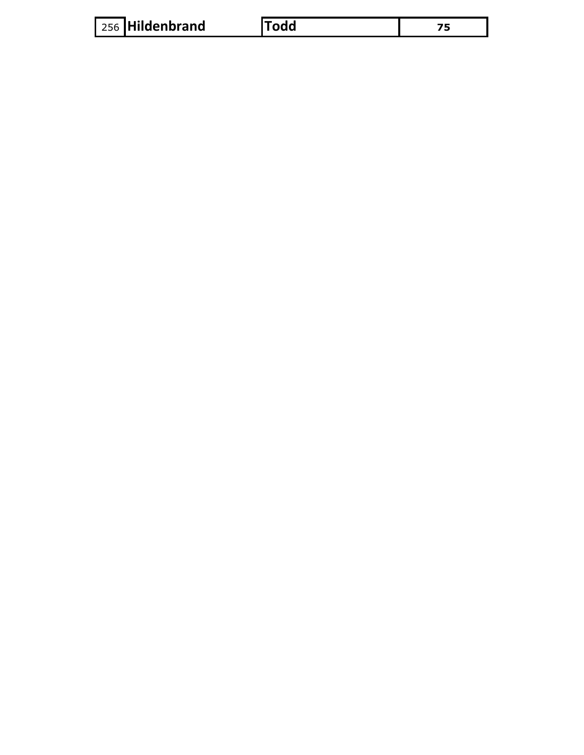| | | | |
|---|---|---|---|
| 256 | **Hildenbrand** | **Todd** | **75** |